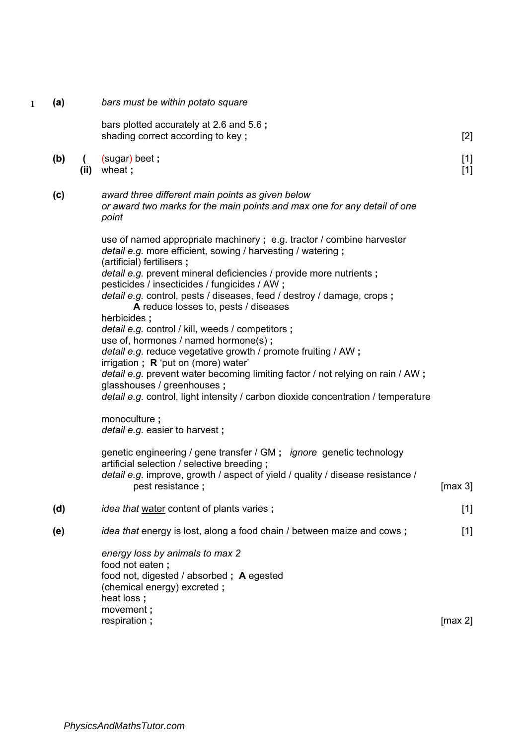**1 (a)** *bars must be within potato square*

bars plotted accurately at 2.6 and 5.6 **;**
shading correct according to key **;** [2]

**(b) (i)** (sugar) beet **;** [1]

**(ii)** wheat **;** [1]

**(c)** *award three different main points as given below*
*or award two marks for the main points and max one for any detail of one point*

use of named appropriate machinery **;** e.g. tractor / combine harvester
*detail e.g.* more efficient, sowing / harvesting / watering **;**
(artificial) fertilisers **;**
*detail e.g.* prevent mineral deficiencies / provide more nutrients **;**
pesticides / insecticides / fungicides / AW **;**
*detail e.g.* control, pests / diseases, feed / destroy / damage, crops **;**
**A** reduce losses to, pests / diseases
herbicides **;**
*detail e.g.* control / kill, weeds / competitors **;**
use of, hormones / named hormone(s) **;**
*detail e.g.* reduce vegetative growth / promote fruiting / AW **;**
irrigation **; R** 'put on (more) water'
*detail e.g.* prevent water becoming limiting factor / not relying on rain / AW **;**
glasshouses / greenhouses **;**
*detail e.g.* control, light intensity / carbon dioxide concentration / temperature

monoculture **;**
*detail e.g.* easier to harvest **;**

genetic engineering / gene transfer / GM **;** *ignore* genetic technology
artificial selection / selective breeding **;**
*detail e.g.* improve, growth / aspect of yield / quality / disease resistance / pest resistance **;** [max 3]

**(d)** *idea that* water content of plants varies **;** [1]

**(e)** *idea that* energy is lost, along a food chain / between maize and cows **;** [1]

*energy loss by animals to max 2*
food not eaten **;**
food not, digested / absorbed **; A** egested
(chemical energy) excreted **;**
heat loss **;**
movement **;**
respiration **;** [max 2]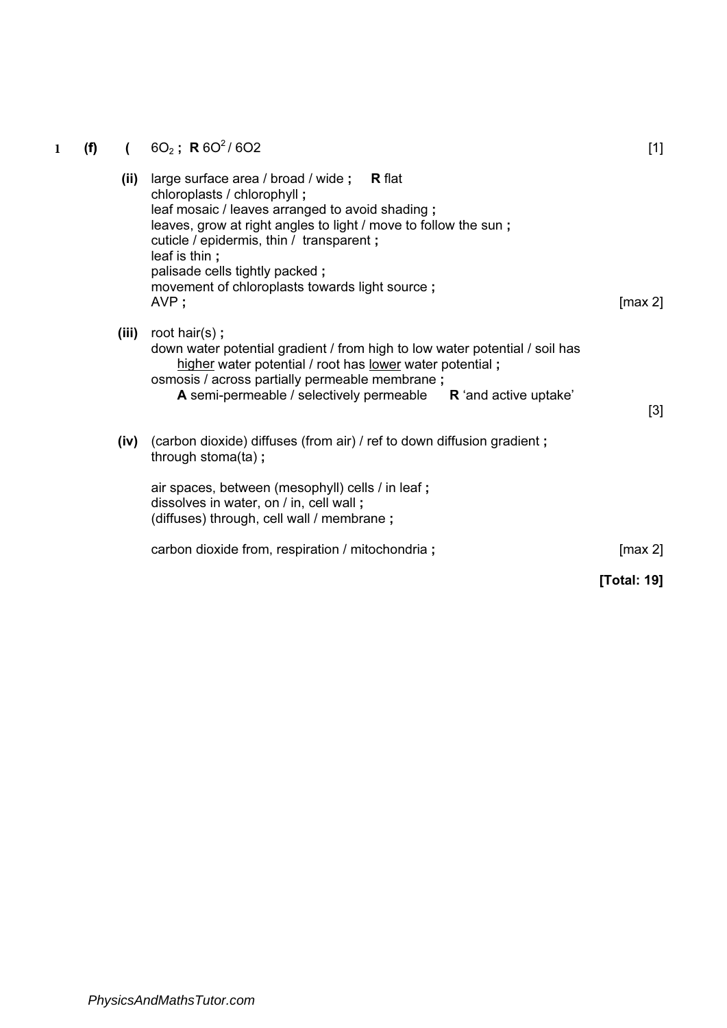**1 (f) (** $6O_2$ **;** **R** $6O^2$ / 6O2 [1]

**(ii)** large surface area / broad / wide **;** **R** flat
chloroplasts / chlorophyll **;**
leaf mosaic / leaves arranged to avoid shading **;**
leaves, grow at right angles to light / move to follow the sun **;**
cuticle / epidermis, thin / transparent **;**
leaf is thin **;**
palisade cells tightly packed **;**
movement of chloroplasts towards light source **;**
AVP **;** [max 2]

**(iii)** root hair(s) **;**
down water potential gradient / from high to low water potential / soil has <u>higher</u> water potential / root has <u>lower</u> water potential **;**
osmosis / across partially permeable membrane **;**
**A** semi-permeable / selectively permeable **R** 'and active uptake'
[3]

**(iv)** (carbon dioxide) diffuses (from air) / ref to down diffusion gradient **;**
through stoma(ta) **;**

air spaces, between (mesophyll) cells / in leaf **;**
dissolves in water, on / in, cell wall **;**
(diffuses) through, cell wall / membrane **;**

carbon dioxide from, respiration / mitochondria **;** [max 2]

**[Total: 19]**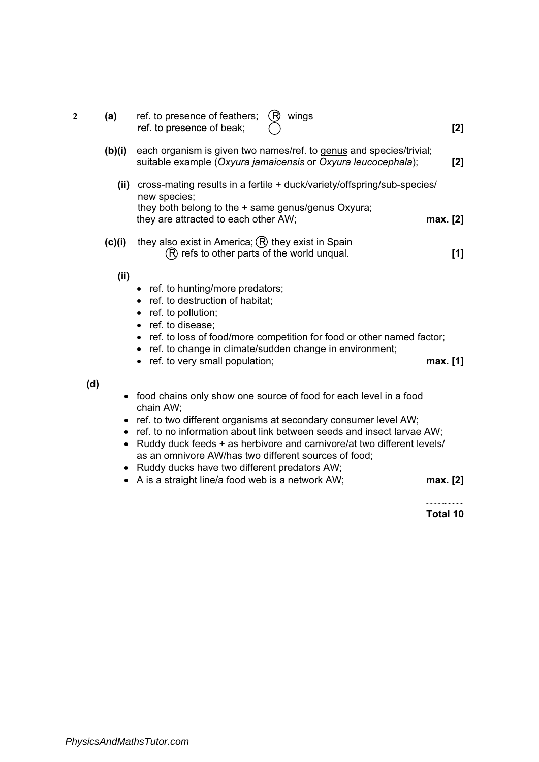**2** **(a)** ref. to presence of <u>feathers</u>; Ⓡ wings
ref. to presence of beak; ◯ **[2]**

**(b)(i)** each organism is given two names/ref. to <u>genus</u> and species/trivial;
suitable example (*Oxyura jamaicensis* or *Oxyura leucocephala*); **[2]**

**(ii)** cross-mating results in a fertile + duck/variety/offspring/sub-species/ new species;
they both belong to the + same genus/genus Oxyura;
they are attracted to each other AW; **max. [2]**

**(c)(i)** they also exist in America; Ⓡ they exist in Spain
Ⓡ refs to other parts of the world unqual. **[1]**

**(ii)**

- ref. to hunting/more predators;
- ref. to destruction of habitat;
- ref. to pollution;
- ref. to disease;
- ref. to loss of food/more competition for food or other named factor;
- ref. to change in climate/sudden change in environment;
- ref. to very small population; **max. [1]**

**(d)**

- food chains only show one source of food for each level in a food chain AW;
- ref. to two different organisms at secondary consumer level AW;
- ref. to no information about link between seeds and insect larvae AW;
- Ruddy duck feeds + as herbivore and carnivore/at two different levels/ as an omnivore AW/has two different sources of food;
- Ruddy ducks have two different predators AW;
- A is a straight line/a food web is a network AW; **max. [2]**

**Total 10**